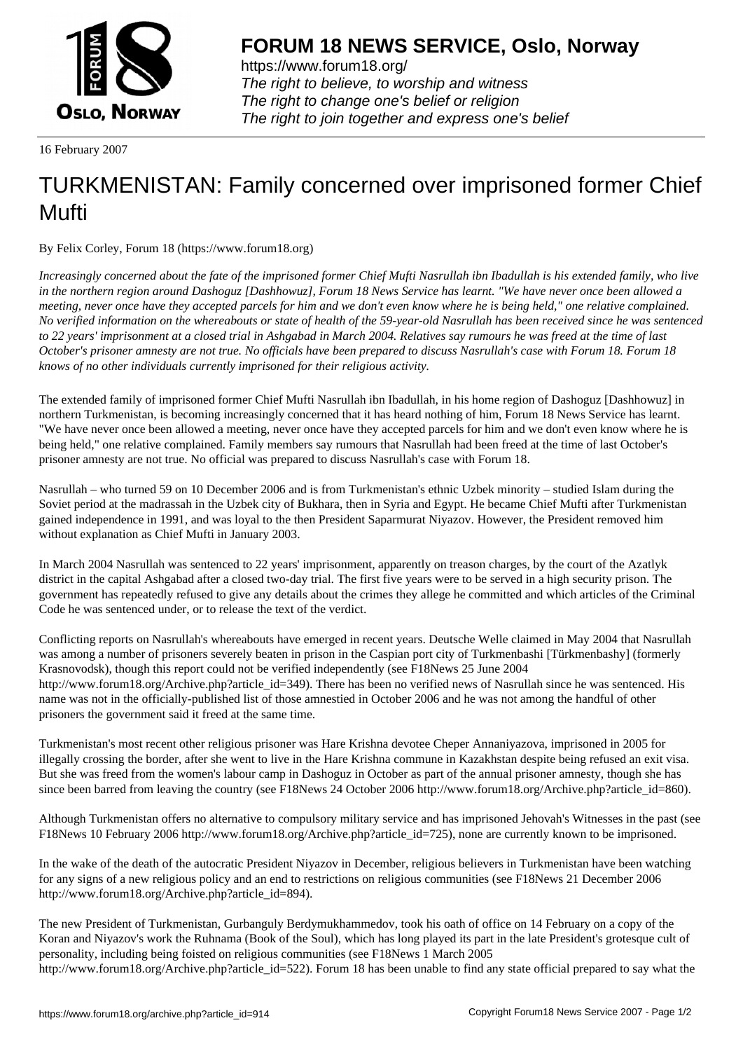# FORUM 18 NEWS SERVICE, Oslo, Norway

https://www.forum18.org/
*The right to believe, to worship and witness*
*The right to change one's belief or religion*
*The right to join together and express one's belief*

16 February 2007

## TURKMENISTAN: Family concerned over imprisoned former Chief Mufti

By Felix Corley, Forum 18 (https://www.forum18.org)

*Increasingly concerned about the fate of the imprisoned former Chief Mufti Nasrullah ibn Ibadullah is his extended family, who live in the northern region around Dashoguz [Dashhowuz], Forum 18 News Service has learnt. "We have never once been allowed a meeting, never once have they accepted parcels for him and we don't even know where he is being held," one relative complained. No verified information on the whereabouts or state of health of the 59-year-old Nasrullah has been received since he was sentenced to 22 years' imprisonment at a closed trial in Ashgabad in March 2004. Relatives say rumours he was freed at the time of last October's prisoner amnesty are not true. No officials have been prepared to discuss Nasrullah's case with Forum 18. Forum 18 knows of no other individuals currently imprisoned for their religious activity.*

The extended family of imprisoned former Chief Mufti Nasrullah ibn Ibadullah, in his home region of Dashoguz [Dashhowuz] in northern Turkmenistan, is becoming increasingly concerned that it has heard nothing of him, Forum 18 News Service has learnt. "We have never once been allowed a meeting, never once have they accepted parcels for him and we don't even know where he is being held," one relative complained. Family members say rumours that Nasrullah had been freed at the time of last October's prisoner amnesty are not true. No official was prepared to discuss Nasrullah's case with Forum 18.

Nasrullah – who turned 59 on 10 December 2006 and is from Turkmenistan's ethnic Uzbek minority – studied Islam during the Soviet period at the madrassah in the Uzbek city of Bukhara, then in Syria and Egypt. He became Chief Mufti after Turkmenistan gained independence in 1991, and was loyal to the then President Saparmurat Niyazov. However, the President removed him without explanation as Chief Mufti in January 2003.

In March 2004 Nasrullah was sentenced to 22 years' imprisonment, apparently on treason charges, by the court of the Azatlyk district in the capital Ashgabad after a closed two-day trial. The first five years were to be served in a high security prison. The government has repeatedly refused to give any details about the crimes they allege he committed and which articles of the Criminal Code he was sentenced under, or to release the text of the verdict.

Conflicting reports on Nasrullah's whereabouts have emerged in recent years. Deutsche Welle claimed in May 2004 that Nasrullah was among a number of prisoners severely beaten in prison in the Caspian port city of Turkmenbashi [Türkmenbashy] (formerly Krasnovodsk), though this report could not be verified independently (see F18News 25 June 2004 http://www.forum18.org/Archive.php?article_id=349). There has been no verified news of Nasrullah since he was sentenced. His name was not in the officially-published list of those amnestied in October 2006 and he was not among the handful of other prisoners the government said it freed at the same time.

Turkmenistan's most recent other religious prisoner was Hare Krishna devotee Cheper Annaniyazova, imprisoned in 2005 for illegally crossing the border, after she went to live in the Hare Krishna commune in Kazakhstan despite being refused an exit visa. But she was freed from the women's labour camp in Dashoguz in October as part of the annual prisoner amnesty, though she has since been barred from leaving the country (see F18News 24 October 2006 http://www.forum18.org/Archive.php?article_id=860).

Although Turkmenistan offers no alternative to compulsory military service and has imprisoned Jehovah's Witnesses in the past (see F18News 10 February 2006 http://www.forum18.org/Archive.php?article_id=725), none are currently known to be imprisoned.

In the wake of the death of the autocratic President Niyazov in December, religious believers in Turkmenistan have been watching for any signs of a new religious policy and an end to restrictions on religious communities (see F18News 21 December 2006 http://www.forum18.org/Archive.php?article_id=894).

The new President of Turkmenistan, Gurbanguly Berdymukhammedov, took his oath of office on 14 February on a copy of the Koran and Niyazov's work the Ruhnama (Book of the Soul), which has long played its part in the late President's grotesque cult of personality, including being foisted on religious communities (see F18News 1 March 2005 http://www.forum18.org/Archive.php?article_id=522). Forum 18 has been unable to find any state official prepared to say what the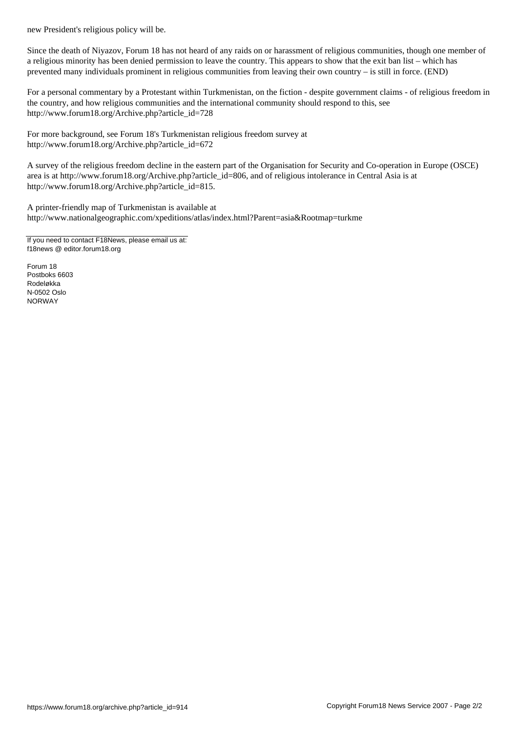new President's religious policy will be.

Since the death of Niyazov, Forum 18 has not heard of any raids on or harassment of religious communities, though one member of a religious minority has been denied permission to leave the country. This appears to show that the exit ban list – which has prevented many individuals prominent in religious communities from leaving their own country – is still in force. (END)

For a personal commentary by a Protestant within Turkmenistan, on the fiction - despite government claims - of religious freedom in the country, and how religious communities and the international community should respond to this, see http://www.forum18.org/Archive.php?article_id=728

For more background, see Forum 18's Turkmenistan religious freedom survey at http://www.forum18.org/Archive.php?article_id=672

A survey of the religious freedom decline in the eastern part of the Organisation for Security and Co-operation in Europe (OSCE) area is at http://www.forum18.org/Archive.php?article_id=806, and of religious intolerance in Central Asia is at http://www.forum18.org/Archive.php?article_id=815.

A printer-friendly map of Turkmenistan is available at http://www.nationalgeographic.com/xpeditions/atlas/index.html?Parent=asia&Rootmap=turkme

---

If you need to contact F18News, please email us at:
f18news @ editor.forum18.org

Forum 18
Postboks 6603
Rodeløkka
N-0502 Oslo
NORWAY